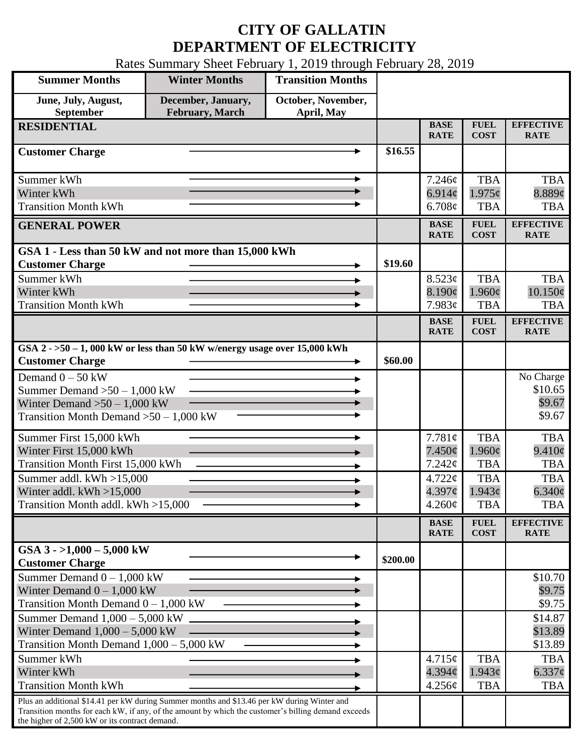# CITY OF GALLATIN
# DEPARTMENT OF ELECTRICITY

Rates Summary Sheet February 1, 2019 through February 28, 2019

| Summer Months | Winter Months | Transition Months |
|---|---|---|
| June, July, August, September | December, January, February, March | October, November, April, May |

| RESIDENTIAL | | BASE RATE | FUEL COST | EFFECTIVE RATE |
|---|---|---|---|---|
| **Customer Charge** | $16.55 | | | |
| Summer kWh | | 7.246¢ | TBA | TBA |
| Winter kWh | | 6.914¢ | 1.975¢ | 8.889¢ |
| Transition Month kWh | | 6.708¢ | TBA | TBA |

| GENERAL POWER | | BASE RATE | FUEL COST | EFFECTIVE RATE |
|---|---|---|---|---|
| **GSA 1 - Less than 50 kW and not more than 15,000 kWh** | | | | |
| **Customer Charge** | $19.60 | | | |
| Summer kWh | | 8.523¢ | TBA | TBA |
| Winter kWh | | 8.190¢ | 1.960¢ | 10.150¢ |
| Transition Month kWh | | 7.983¢ | TBA | TBA |

| | | BASE RATE | FUEL COST | EFFECTIVE RATE |
|---|---|---|---|---|
| **GSA 2 - >50 – 1, 000 kW or less than 50 kW w/energy usage over 15,000 kWh** | | | | |
| **Customer Charge** | $60.00 | | | |
| Demand 0 – 50 kW | | | | No Charge |
| Summer Demand >50 – 1,000 kW | | | | $10.65 |
| Winter Demand >50 – 1,000 kW | | | | $9.67 |
| Transition Month Demand >50 – 1,000 kW | | | | $9.67 |
| Summer First 15,000 kWh | | 7.781¢ | TBA | TBA |
| Winter First 15,000 kWh | | 7.450¢ | 1.960¢ | 9.410¢ |
| Transition Month First 15,000 kWh | | 7.242¢ | TBA | TBA |
| Summer addl. kWh >15,000 | | 4.722¢ | TBA | TBA |
| Winter addl. kWh >15,000 | | 4.397¢ | 1.943¢ | 6.340¢ |
| Transition Month addl. kWh >15,000 | | 4.260¢ | TBA | TBA |

| | | BASE RATE | FUEL COST | EFFECTIVE RATE |
|---|---|---|---|---|
| **GSA 3 - >1,000 – 5,000 kW** | | | | |
| **Customer Charge** | $200.00 | | | |
| Summer Demand 0 – 1,000 kW | | | | $10.70 |
| Winter Demand 0 – 1,000 kW | | | | $9.75 |
| Transition Month Demand 0 – 1,000 kW | | | | $9.75 |
| Summer Demand 1,000 – 5,000 kW | | | | $14.87 |
| Winter Demand 1,000 – 5,000 kW | | | | $13.89 |
| Transition Month Demand 1,000 – 5,000 kW | | | | $13.89 |
| Summer kWh | | 4.715¢ | TBA | TBA |
| Winter kWh | | 4.394¢ | 1.943¢ | 6.337¢ |
| Transition Month kWh | | 4.256¢ | TBA | TBA |
| Plus an additional $14.41 per kW during Summer months and $13.46 per kW during Winter and Transition months for each kW, if any, of the amount by which the customer's billing demand exceeds the higher of 2,500 kW or its contract demand. | | | | |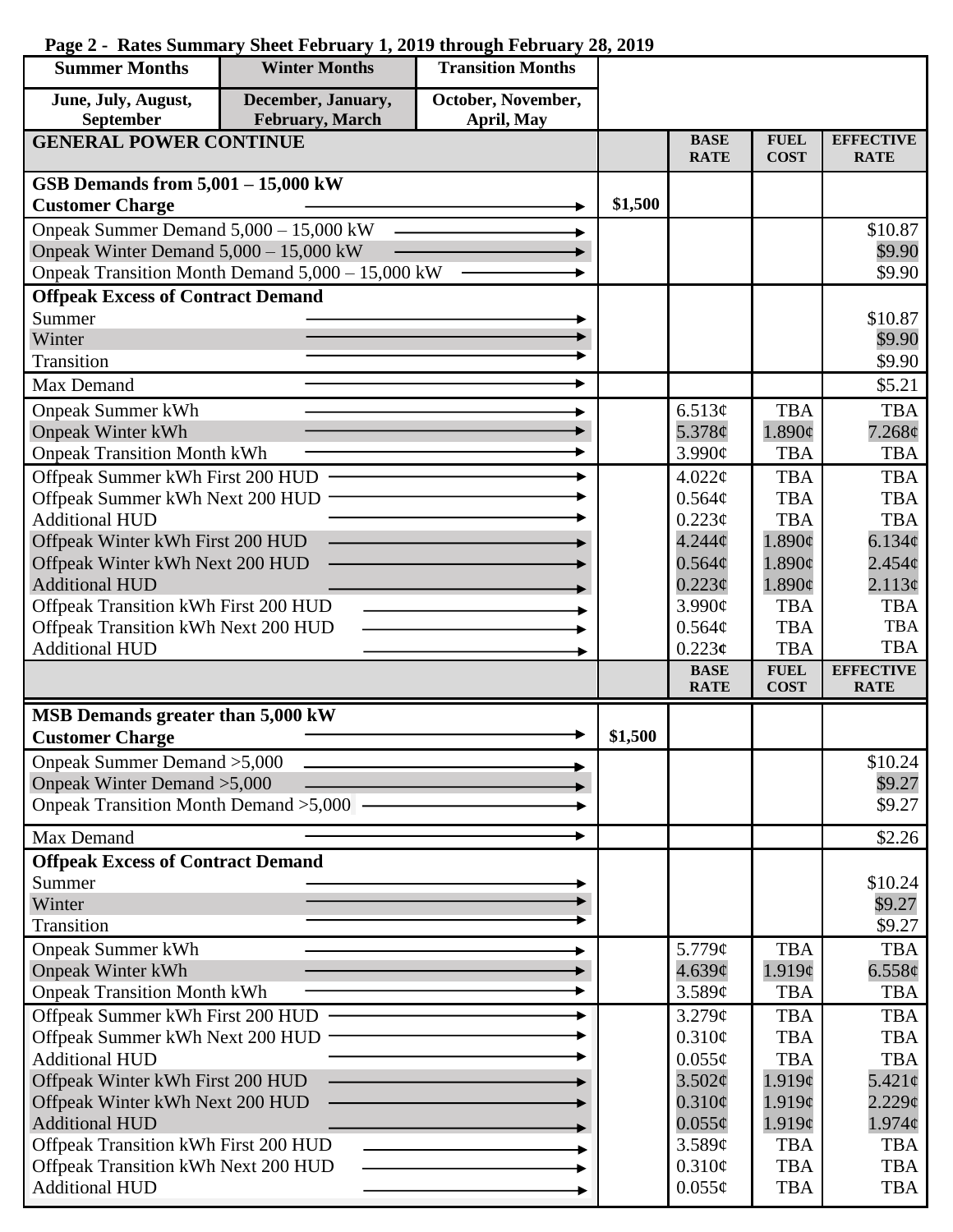**Page 2 - Rates Summary Sheet February 1, 2019 through February 28, 2019**

| Summer Months | Winter Months | Transition Months |
|---|---|---|
| June, July, August, September | December, January, February, March | October, November, April, May |

| GENERAL POWER CONTINUE | | BASE RATE | FUEL COST | EFFECTIVE RATE |
|---|---|---|---|---|
| **GSB Demands from 5,001 – 15,000 kW** | | | | |
| **Customer Charge** → | $1,500 | | | |
| Onpeak Summer Demand 5,000 – 15,000 kW → | | | | $10.87 |
| Onpeak Winter Demand 5,000 – 15,000 kW → | | | | $9.90 |
| Onpeak Transition Month Demand 5,000 – 15,000 kW → | | | | $9.90 |
| **Offpeak Excess of Contract Demand** | | | | |
| Summer → | | | | $10.87 |
| Winter → | | | | $9.90 |
| Transition → | | | | $9.90 |
| Max Demand → | | | | $5.21 |
| Onpeak Summer kWh → | | 6.513¢ | TBA | TBA |
| Onpeak Winter kWh → | | 5.378¢ | 1.890¢ | 7.268¢ |
| Onpeak Transition Month kWh → | | 3.990¢ | TBA | TBA |
| Offpeak Summer kWh First 200 HUD → | | 4.022¢ | TBA | TBA |
| Offpeak Summer kWh Next 200 HUD → | | 0.564¢ | TBA | TBA |
| Additional HUD → | | 0.223¢ | TBA | TBA |
| Offpeak Winter kWh First 200 HUD → | | 4.244¢ | 1.890¢ | 6.134¢ |
| Offpeak Winter kWh Next 200 HUD → | | 0.564¢ | 1.890¢ | 2.454¢ |
| Additional HUD → | | 0.223¢ | 1.890¢ | 2.113¢ |
| Offpeak Transition kWh First 200 HUD → | | 3.990¢ | TBA | TBA |
| Offpeak Transition kWh Next 200 HUD → | | 0.564¢ | TBA | TBA |
| Additional HUD → | | 0.223¢ | TBA | TBA |
| | | **BASE RATE** | **FUEL COST** | **EFFECTIVE RATE** |
| **MSB Demands greater than 5,000 kW** | | | | |
| **Customer Charge** → | $1,500 | | | |
| Onpeak Summer Demand >5,000 → | | | | $10.24 |
| Onpeak Winter Demand >5,000 → | | | | $9.27 |
| Onpeak Transition Month Demand >5,000 → | | | | $9.27 |
| Max Demand → | | | | $2.26 |
| **Offpeak Excess of Contract Demand** | | | | |
| Summer → | | | | $10.24 |
| Winter → | | | | $9.27 |
| Transition → | | | | $9.27 |
| Onpeak Summer kWh → | | 5.779¢ | TBA | TBA |
| Onpeak Winter kWh → | | 4.639¢ | 1.919¢ | 6.558¢ |
| Onpeak Transition Month kWh → | | 3.589¢ | TBA | TBA |
| Offpeak Summer kWh First 200 HUD → | | 3.279¢ | TBA | TBA |
| Offpeak Summer kWh Next 200 HUD → | | 0.310¢ | TBA | TBA |
| Additional HUD → | | 0.055¢ | TBA | TBA |
| Offpeak Winter kWh First 200 HUD → | | 3.502¢ | 1.919¢ | 5.421¢ |
| Offpeak Winter kWh Next 200 HUD → | | 0.310¢ | 1.919¢ | 2.229¢ |
| Additional HUD → | | 0.055¢ | 1.919¢ | 1.974¢ |
| Offpeak Transition kWh First 200 HUD → | | 3.589¢ | TBA | TBA |
| Offpeak Transition kWh Next 200 HUD → | | 0.310¢ | TBA | TBA |
| Additional HUD → | | 0.055¢ | TBA | TBA |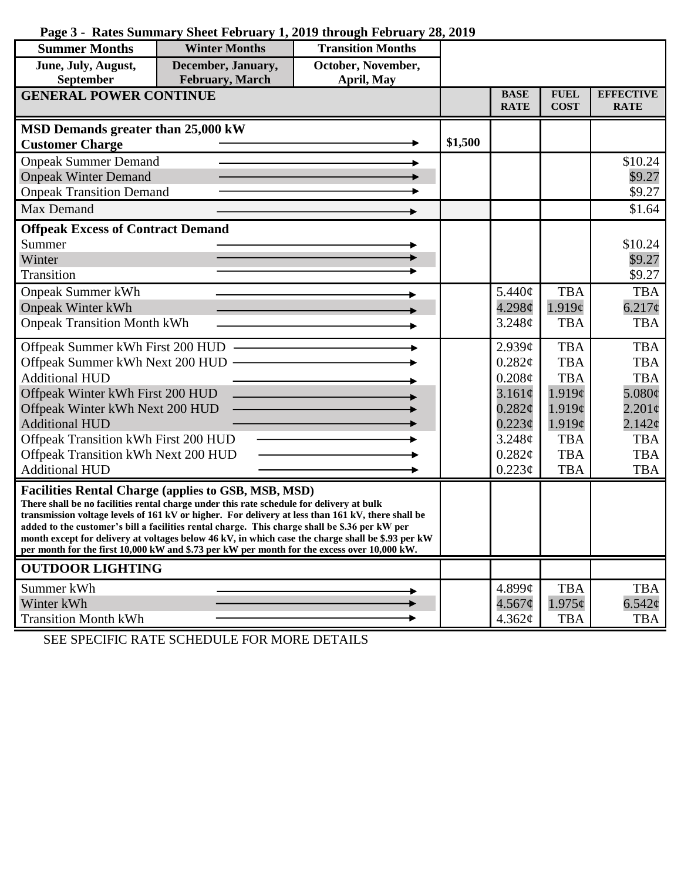**Page 3 - Rates Summary Sheet February 1, 2019 through February 28, 2019**

| Summer Months | Winter Months | Transition Months |
|---|---|---|
| June, July, August, September | December, January, February, March | October, November, April, May |

| GENERAL POWER CONTINUE | | BASE RATE | FUEL COST | EFFECTIVE RATE |
|---|---|---|---|---|
| **MSD Demands greater than 25,000 kW** | | | | |
| **Customer Charge** | $1,500 | | | |
| Onpeak Summer Demand | | | | $10.24 |
| Onpeak Winter Demand | | | | $9.27 |
| Onpeak Transition Demand | | | | $9.27 |
| Max Demand | | | | $1.64 |
| **Offpeak Excess of Contract Demand** | | | | |
| Summer | | | | $10.24 |
| Winter | | | | $9.27 |
| Transition | | | | $9.27 |
| Onpeak Summer kWh | | 5.440¢ | TBA | TBA |
| Onpeak Winter kWh | | 4.298¢ | 1.919¢ | 6.217¢ |
| Onpeak Transition Month kWh | | 3.248¢ | TBA | TBA |
| Offpeak Summer kWh First 200 HUD | | 2.939¢ | TBA | TBA |
| Offpeak Summer kWh Next 200 HUD | | 0.282¢ | TBA | TBA |
| Additional HUD | | 0.208¢ | TBA | TBA |
| Offpeak Winter kWh First 200 HUD | | 3.161¢ | 1.919¢ | 5.080¢ |
| Offpeak Winter kWh Next 200 HUD | | 0.282¢ | 1.919¢ | 2.201¢ |
| Additional HUD | | 0.223¢ | 1.919¢ | 2.142¢ |
| Offpeak Transition kWh First 200 HUD | | 3.248¢ | TBA | TBA |
| Offpeak Transition kWh Next 200 HUD | | 0.282¢ | TBA | TBA |
| Additional HUD | | 0.223¢ | TBA | TBA |
| **Facilities Rental Charge (applies to GSB, MSB, MSD)** There shall be no facilities rental charge under this rate schedule for delivery at bulk transmission voltage levels of 161 kV or higher. For delivery at less than 161 kV, there shall be added to the customer's bill a facilities rental charge. This charge shall be $.36 per kW per month except for delivery at voltages below 46 kV, in which case the charge shall be $.93 per kW per month for the first 10,000 kW and $.73 per kW per month for the excess over 10,000 kW. | | | | |
| **OUTDOOR LIGHTING** | | | | |
| Summer kWh | | 4.899¢ | TBA | TBA |
| Winter kWh | | 4.567¢ | 1.975¢ | 6.542¢ |
| Transition Month kWh | | 4.362¢ | TBA | TBA |

SEE SPECIFIC RATE SCHEDULE FOR MORE DETAILS